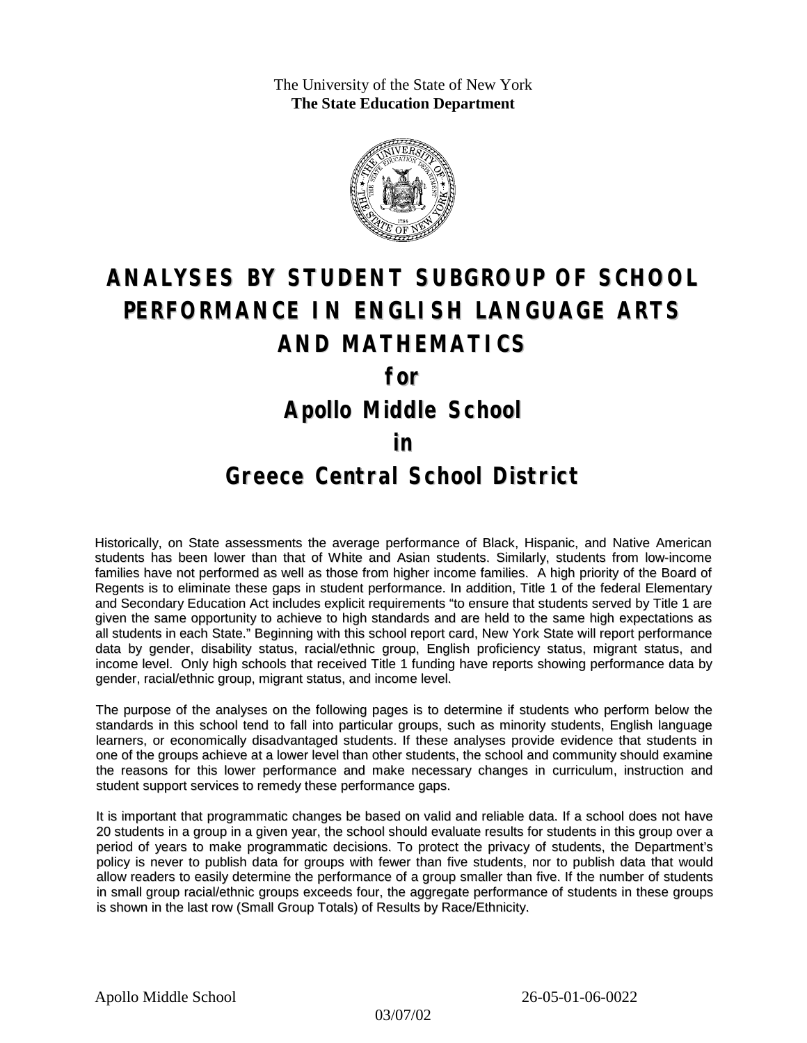The University of the State of New York
**The State Education Department**

# ANALYSES BY STUDENT SUBGROUP OF SCHOOL PERFORMANCE IN ENGLISH LANGUAGE ARTS AND MATHEMATICS

## for

## Apollo Middle School

## in

## Greece Central School District

Historically, on State assessments the average performance of Black, Hispanic, and Native American students has been lower than that of White and Asian students. Similarly, students from low-income families have not performed as well as those from higher income families. A high priority of the Board of Regents is to eliminate these gaps in student performance. In addition, Title 1 of the federal Elementary and Secondary Education Act includes explicit requirements "to ensure that students served by Title 1 are given the same opportunity to achieve to high standards and are held to the same high expectations as all students in each State." Beginning with this school report card, New York State will report performance data by gender, disability status, racial/ethnic group, English proficiency status, migrant status, and income level. Only high schools that received Title 1 funding have reports showing performance data by gender, racial/ethnic group, migrant status, and income level.

The purpose of the analyses on the following pages is to determine if students who perform below the standards in this school tend to fall into particular groups, such as minority students, English language learners, or economically disadvantaged students. If these analyses provide evidence that students in one of the groups achieve at a lower level than other students, the school and community should examine the reasons for this lower performance and make necessary changes in curriculum, instruction and student support services to remedy these performance gaps.

It is important that programmatic changes be based on valid and reliable data. If a school does not have 20 students in a group in a given year, the school should evaluate results for students in this group over a period of years to make programmatic decisions. To protect the privacy of students, the Department's policy is never to publish data for groups with fewer than five students, nor to publish data that would allow readers to easily determine the performance of a group smaller than five. If the number of students in small group racial/ethnic groups exceeds four, the aggregate performance of students in these groups is shown in the last row (Small Group Totals) of Results by Race/Ethnicity.

Apollo Middle School 26-05-01-06-0022

03/07/02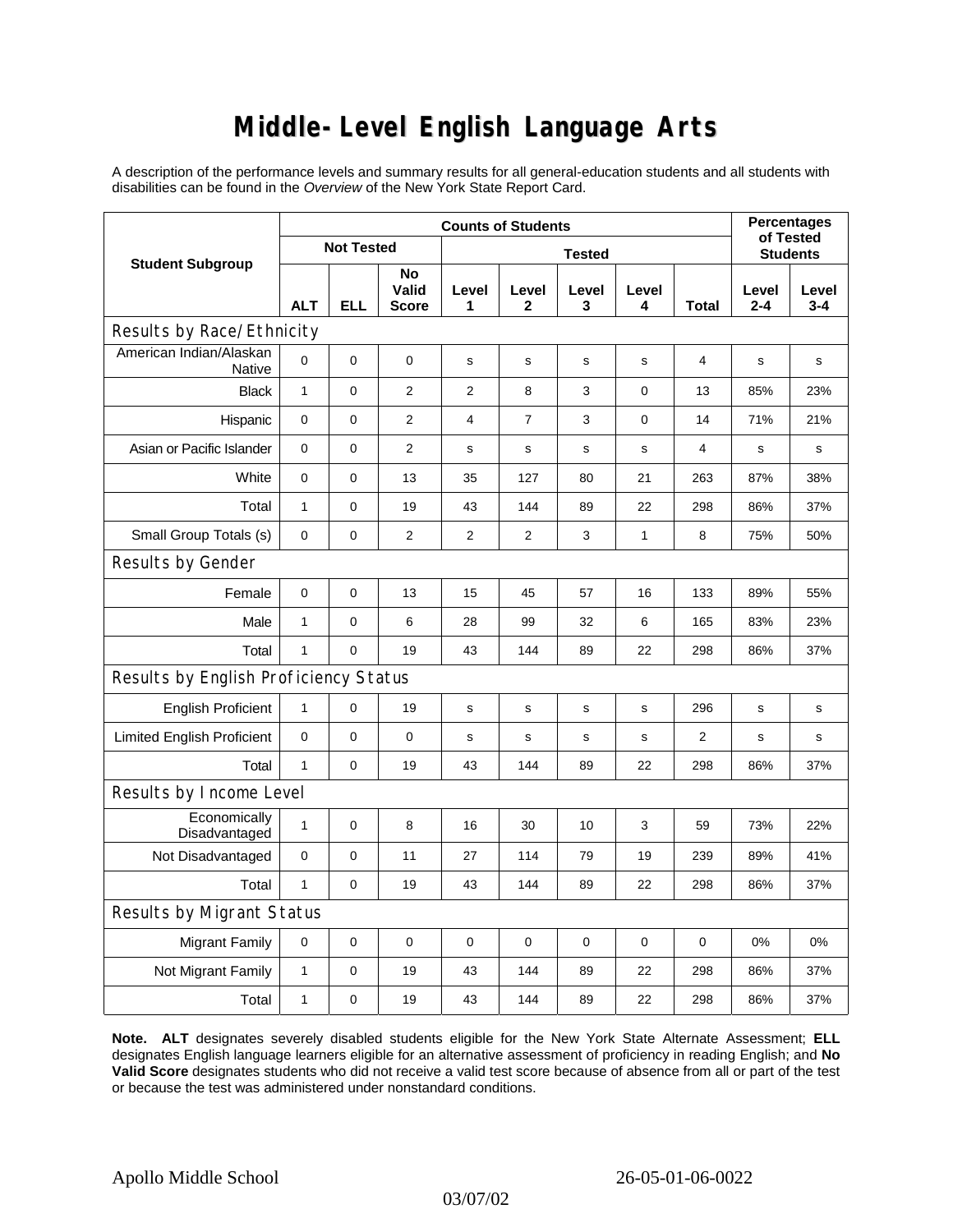# Middle-Level English Language Arts

A description of the performance levels and summary results for all general-education students and all students with disabilities can be found in the *Overview* of the New York State Report Card.

| Student Subgroup | Counts of Students | | | | | | | | Percentages of Tested Students | |
|---|---|---|---|---|---|---|---|---|---|---|
| | Not Tested | | | Tested | | | | | | |
| | ALT | ELL | No Valid Score | Level 1 | Level 2 | Level 3 | Level 4 | Total | Level 2-4 | Level 3-4 |
| **Results by Race/Ethnicity** | | | | | | | | | | |
| American Indian/Alaskan Native | 0 | 0 | 0 | s | s | s | s | 4 | s | s |
| Black | 1 | 0 | 2 | 2 | 8 | 3 | 0 | 13 | 85% | 23% |
| Hispanic | 0 | 0 | 2 | 4 | 7 | 3 | 0 | 14 | 71% | 21% |
| Asian or Pacific Islander | 0 | 0 | 2 | s | s | s | s | 4 | s | s |
| White | 0 | 0 | 13 | 35 | 127 | 80 | 21 | 263 | 87% | 38% |
| Total | 1 | 0 | 19 | 43 | 144 | 89 | 22 | 298 | 86% | 37% |
| Small Group Totals (s) | 0 | 0 | 2 | 2 | 2 | 3 | 1 | 8 | 75% | 50% |
| **Results by Gender** | | | | | | | | | | |
| Female | 0 | 0 | 13 | 15 | 45 | 57 | 16 | 133 | 89% | 55% |
| Male | 1 | 0 | 6 | 28 | 99 | 32 | 6 | 165 | 83% | 23% |
| Total | 1 | 0 | 19 | 43 | 144 | 89 | 22 | 298 | 86% | 37% |
| **Results by English Proficiency Status** | | | | | | | | | | |
| English Proficient | 1 | 0 | 19 | s | s | s | s | 296 | s | s |
| Limited English Proficient | 0 | 0 | 0 | s | s | s | s | 2 | s | s |
| Total | 1 | 0 | 19 | 43 | 144 | 89 | 22 | 298 | 86% | 37% |
| **Results by Income Level** | | | | | | | | | | |
| Economically Disadvantaged | 1 | 0 | 8 | 16 | 30 | 10 | 3 | 59 | 73% | 22% |
| Not Disadvantaged | 0 | 0 | 11 | 27 | 114 | 79 | 19 | 239 | 89% | 41% |
| Total | 1 | 0 | 19 | 43 | 144 | 89 | 22 | 298 | 86% | 37% |
| **Results by Migrant Status** | | | | | | | | | | |
| Migrant Family | 0 | 0 | 0 | 0 | 0 | 0 | 0 | 0 | 0% | 0% |
| Not Migrant Family | 1 | 0 | 19 | 43 | 144 | 89 | 22 | 298 | 86% | 37% |
| Total | 1 | 0 | 19 | 43 | 144 | 89 | 22 | 298 | 86% | 37% |

**Note. ALT** designates severely disabled students eligible for the New York State Alternate Assessment; **ELL** designates English language learners eligible for an alternative assessment of proficiency in reading English; and **No Valid Score** designates students who did not receive a valid test score because of absence from all or part of the test or because the test was administered under nonstandard conditions.

Apollo Middle School 26-05-01-06-0022

03/07/02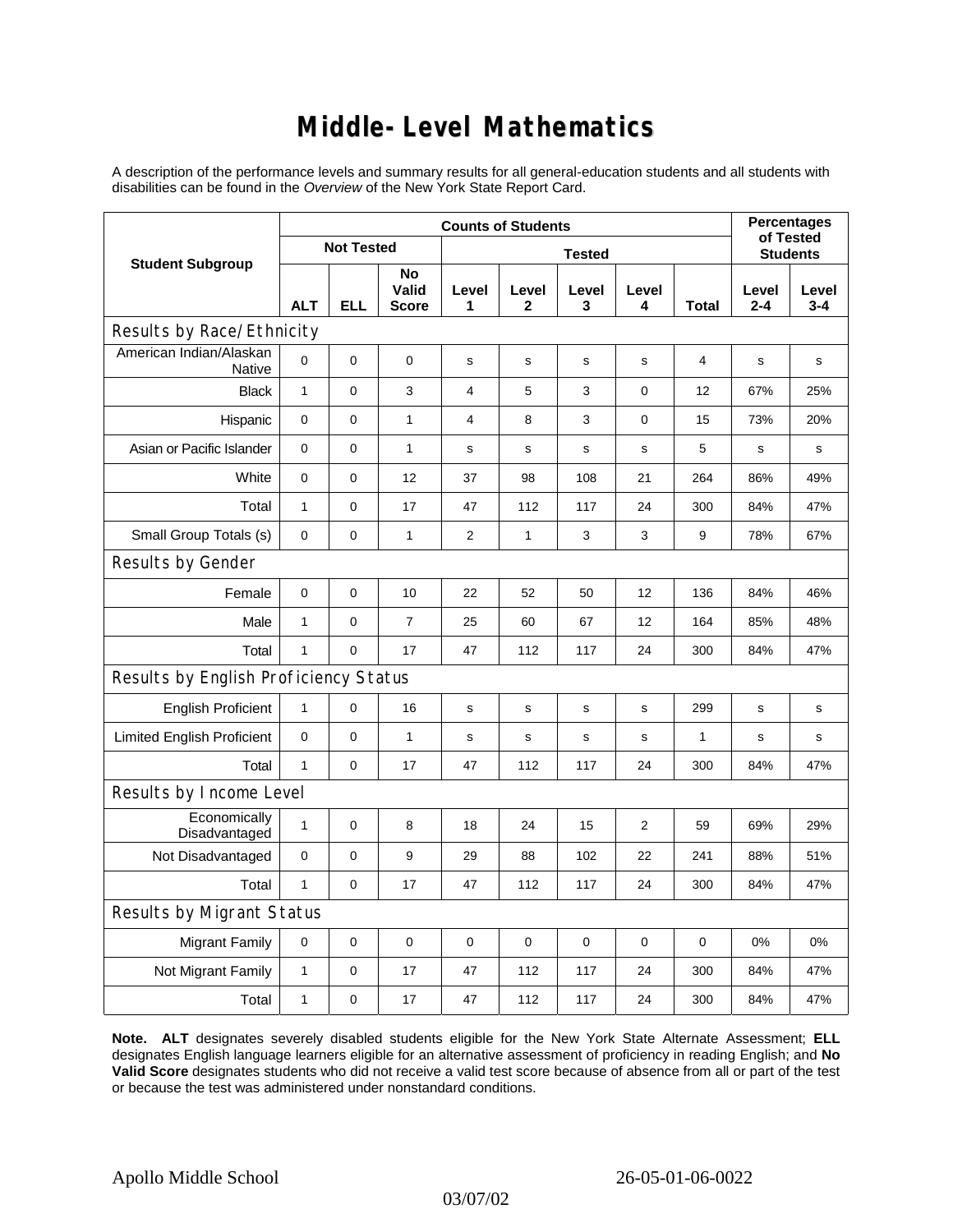# Middle-Level Mathematics

A description of the performance levels and summary results for all general-education students and all students with disabilities can be found in the *Overview* of the New York State Report Card.

| Student Subgroup | Counts of Students | | | | | | | | Percentages of Tested Students | |
|---|---|---|---|---|---|---|---|---|---|---|
| | Not Tested | | | Tested | | | | | | |
| | ALT | ELL | No Valid Score | Level 1 | Level 2 | Level 3 | Level 4 | Total | Level 2-4 | Level 3-4 |
| **Results by Race/Ethnicity** | | | | | | | | | | |
| American Indian/Alaskan Native | 0 | 0 | 0 | s | s | s | s | 4 | s | s |
| Black | 1 | 0 | 3 | 4 | 5 | 3 | 0 | 12 | 67% | 25% |
| Hispanic | 0 | 0 | 1 | 4 | 8 | 3 | 0 | 15 | 73% | 20% |
| Asian or Pacific Islander | 0 | 0 | 1 | s | s | s | s | 5 | s | s |
| White | 0 | 0 | 12 | 37 | 98 | 108 | 21 | 264 | 86% | 49% |
| Total | 1 | 0 | 17 | 47 | 112 | 117 | 24 | 300 | 84% | 47% |
| Small Group Totals (s) | 0 | 0 | 1 | 2 | 1 | 3 | 3 | 9 | 78% | 67% |
| **Results by Gender** | | | | | | | | | | |
| Female | 0 | 0 | 10 | 22 | 52 | 50 | 12 | 136 | 84% | 46% |
| Male | 1 | 0 | 7 | 25 | 60 | 67 | 12 | 164 | 85% | 48% |
| Total | 1 | 0 | 17 | 47 | 112 | 117 | 24 | 300 | 84% | 47% |
| **Results by English Proficiency Status** | | | | | | | | | | |
| English Proficient | 1 | 0 | 16 | s | s | s | s | 299 | s | s |
| Limited English Proficient | 0 | 0 | 1 | s | s | s | s | 1 | s | s |
| Total | 1 | 0 | 17 | 47 | 112 | 117 | 24 | 300 | 84% | 47% |
| **Results by Income Level** | | | | | | | | | | |
| Economically Disadvantaged | 1 | 0 | 8 | 18 | 24 | 15 | 2 | 59 | 69% | 29% |
| Not Disadvantaged | 0 | 0 | 9 | 29 | 88 | 102 | 22 | 241 | 88% | 51% |
| Total | 1 | 0 | 17 | 47 | 112 | 117 | 24 | 300 | 84% | 47% |
| **Results by Migrant Status** | | | | | | | | | | |
| Migrant Family | 0 | 0 | 0 | 0 | 0 | 0 | 0 | 0 | 0% | 0% |
| Not Migrant Family | 1 | 0 | 17 | 47 | 112 | 117 | 24 | 300 | 84% | 47% |
| Total | 1 | 0 | 17 | 47 | 112 | 117 | 24 | 300 | 84% | 47% |

**Note. ALT** designates severely disabled students eligible for the New York State Alternate Assessment; **ELL** designates English language learners eligible for an alternative assessment of proficiency in reading English; and **No Valid Score** designates students who did not receive a valid test score because of absence from all or part of the test or because the test was administered under nonstandard conditions.

Apollo Middle School 26-05-01-06-0022

03/07/02